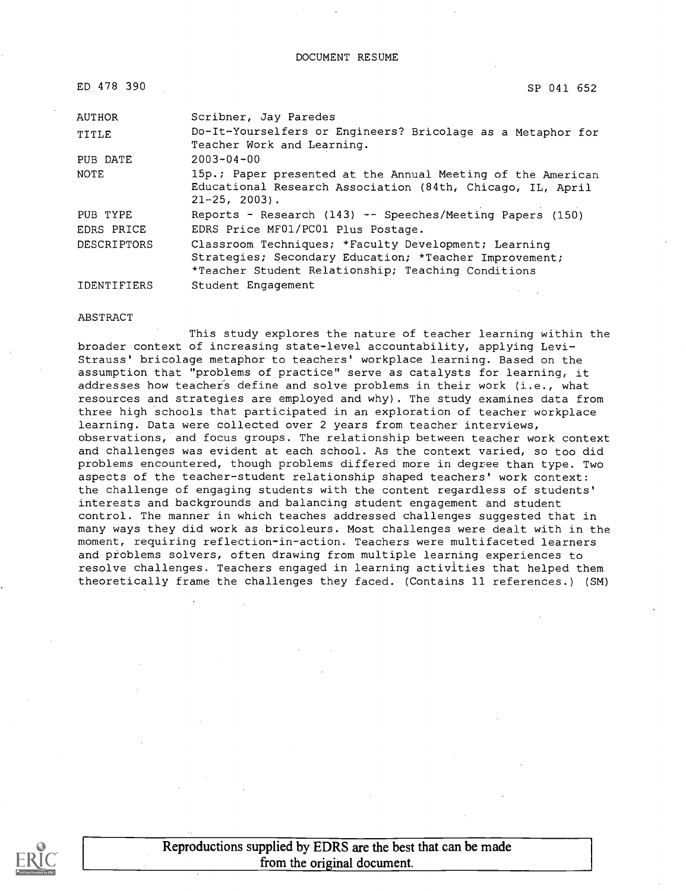DOCUMENT RESUME

ED 478 390 SP 041 652

| | |
|---|---|
| AUTHOR | Scribner, Jay Paredes |
| TITLE | Do-It-Yourselfers or Engineers? Bricolage as a Metaphor for Teacher Work and Learning. |
| PUB DATE | 2003-04-00 |
| NOTE | 15p.; Paper presented at the Annual Meeting of the American Educational Research Association (84th, Chicago, IL, April 21-25, 2003). |
| PUB TYPE | Reports - Research (143) -- Speeches/Meeting Papers (150) |
| EDRS PRICE | EDRS Price MF01/PC01 Plus Postage. |
| DESCRIPTORS | Classroom Techniques; *Faculty Development; Learning Strategies; Secondary Education; *Teacher Improvement; *Teacher Student Relationship; Teaching Conditions |
| IDENTIFIERS | Student Engagement |

ABSTRACT

This study explores the nature of teacher learning within the broader context of increasing state-level accountability, applying Levi-Strauss' bricolage metaphor to teachers' workplace learning. Based on the assumption that "problems of practice" serve as catalysts for learning, it addresses how teachers define and solve problems in their work (i.e., what resources and strategies are employed and why). The study examines data from three high schools that participated in an exploration of teacher workplace learning. Data were collected over 2 years from teacher interviews, observations, and focus groups. The relationship between teacher work context and challenges was evident at each school. As the context varied, so too did problems encountered, though problems differed more in degree than type. Two aspects of the teacher-student relationship shaped teachers' work context: the challenge of engaging students with the content regardless of students' interests and backgrounds and balancing student engagement and student control. The manner in which teaches addressed challenges suggested that in many ways they did work as bricoleurs. Most challenges were dealt with in the moment, requiring reflection-in-action. Teachers were multifaceted learners and problems solvers, often drawing from multiple learning experiences to resolve challenges. Teachers engaged in learning activities that helped them theoretically frame the challenges they faced. (Contains 11 references.) (SM)

Reproductions supplied by EDRS are the best that can be made from the original document.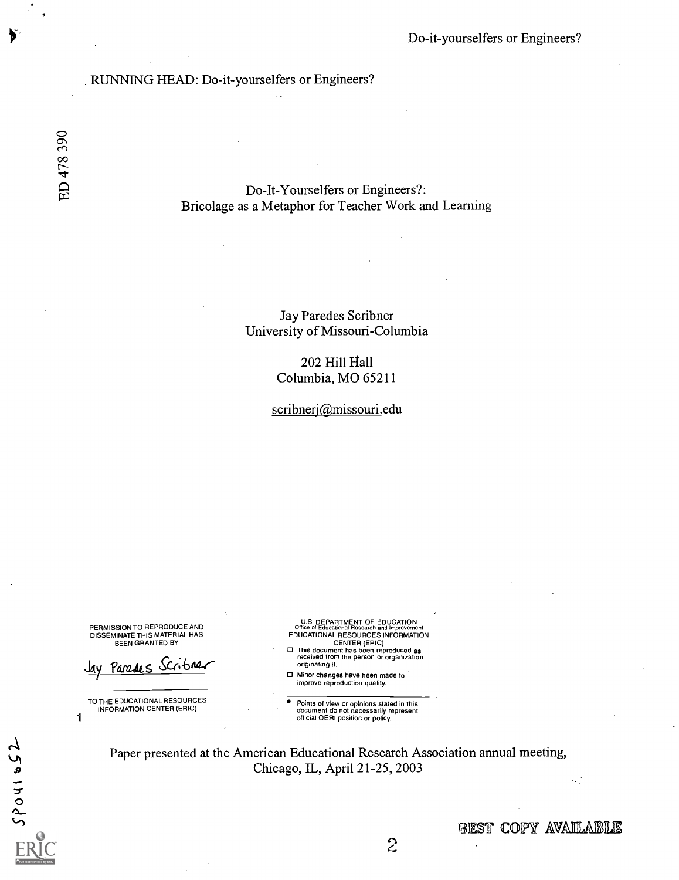RUNNING HEAD: Do-it-yourselfers or Engineers?

ED 478 390

# Do-It-Yourselfers or Engineers?: Bricolage as a Metaphor for Teacher Work and Learning

Jay Paredes Scribner
University of Missouri-Columbia

202 Hill Hall
Columbia, MO 65211

scribnerj@missouri.edu

PERMISSION TO REPRODUCE AND DISSEMINATE THIS MATERIAL HAS BEEN GRANTED BY

Jay Paredes Scribner

TO THE EDUCATIONAL RESOURCES INFORMATION CENTER (ERIC)

1

U.S. DEPARTMENT OF EDUCATION
Office of Educational Research and Improvement
EDUCATIONAL RESOURCES INFORMATION CENTER (ERIC)

- ☐ This document has been reproduced as received from the person or organization originating it.
- ☐ Minor changes have been made to improve reproduction quality.

- Points of view or opinions stated in this document do not necessarily represent official OERI position or policy.

Paper presented at the American Educational Research Association annual meeting, Chicago, IL, April 21-25, 2003

SP041652

BEST COPY AVAILABLE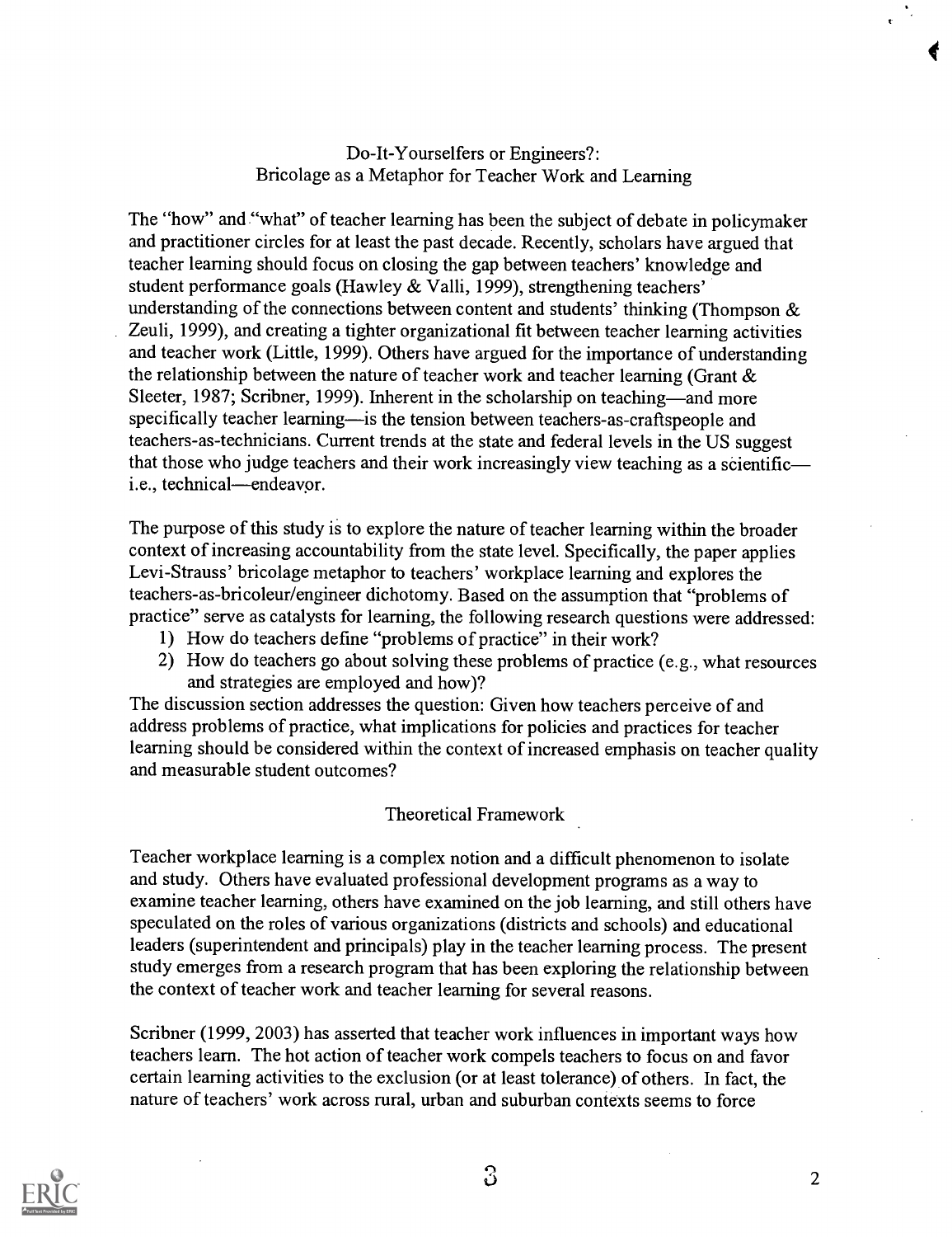# Do-It-Yourselfers or Engineers?: Bricolage as a Metaphor for Teacher Work and Learning

The "how" and "what" of teacher learning has been the subject of debate in policymaker and practitioner circles for at least the past decade. Recently, scholars have argued that teacher learning should focus on closing the gap between teachers' knowledge and student performance goals (Hawley & Valli, 1999), strengthening teachers' understanding of the connections between content and students' thinking (Thompson & Zeuli, 1999), and creating a tighter organizational fit between teacher learning activities and teacher work (Little, 1999). Others have argued for the importance of understanding the relationship between the nature of teacher work and teacher learning (Grant & Sleeter, 1987; Scribner, 1999). Inherent in the scholarship on teaching—and more specifically teacher learning—is the tension between teachers-as-craftspeople and teachers-as-technicians. Current trends at the state and federal levels in the US suggest that those who judge teachers and their work increasingly view teaching as a scientific—i.e., technical—endeavor.

The purpose of this study is to explore the nature of teacher learning within the broader context of increasing accountability from the state level. Specifically, the paper applies Levi-Strauss' bricolage metaphor to teachers' workplace learning and explores the teachers-as-bricoleur/engineer dichotomy. Based on the assumption that "problems of practice" serve as catalysts for learning, the following research questions were addressed:

1) How do teachers define "problems of practice" in their work?
2) How do teachers go about solving these problems of practice (e.g., what resources and strategies are employed and how)?

The discussion section addresses the question: Given how teachers perceive of and address problems of practice, what implications for policies and practices for teacher learning should be considered within the context of increased emphasis on teacher quality and measurable student outcomes?

## Theoretical Framework

Teacher workplace learning is a complex notion and a difficult phenomenon to isolate and study. Others have evaluated professional development programs as a way to examine teacher learning, others have examined on the job learning, and still others have speculated on the roles of various organizations (districts and schools) and educational leaders (superintendent and principals) play in the teacher learning process. The present study emerges from a research program that has been exploring the relationship between the context of teacher work and teacher learning for several reasons.

Scribner (1999, 2003) has asserted that teacher work influences in important ways how teachers learn. The hot action of teacher work compels teachers to focus on and favor certain learning activities to the exclusion (or at least tolerance) of others. In fact, the nature of teachers' work across rural, urban and suburban contexts seems to force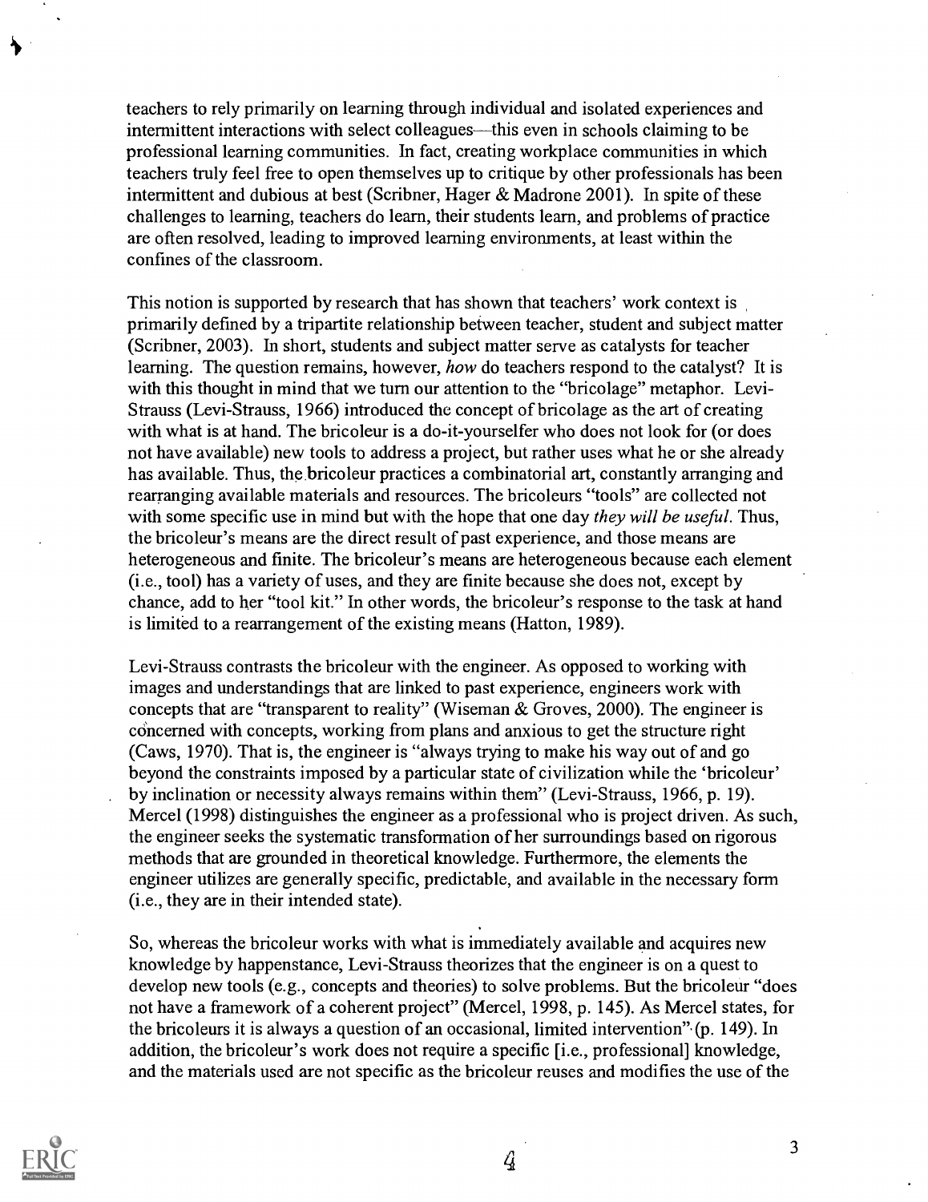teachers to rely primarily on learning through individual and isolated experiences and intermittent interactions with select colleagues—this even in schools claiming to be professional learning communities. In fact, creating workplace communities in which teachers truly feel free to open themselves up to critique by other professionals has been intermittent and dubious at best (Scribner, Hager & Madrone 2001). In spite of these challenges to learning, teachers do learn, their students learn, and problems of practice are often resolved, leading to improved learning environments, at least within the confines of the classroom.

This notion is supported by research that has shown that teachers' work context is primarily defined by a tripartite relationship between teacher, student and subject matter (Scribner, 2003). In short, students and subject matter serve as catalysts for teacher learning. The question remains, however, *how* do teachers respond to the catalyst? It is with this thought in mind that we turn our attention to the "bricolage" metaphor. Levi-Strauss (Levi-Strauss, 1966) introduced the concept of bricolage as the art of creating with what is at hand. The bricoleur is a do-it-yourselfer who does not look for (or does not have available) new tools to address a project, but rather uses what he or she already has available. Thus, the bricoleur practices a combinatorial art, constantly arranging and rearranging available materials and resources. The bricoleurs "tools" are collected not with some specific use in mind but with the hope that one day *they will be useful*. Thus, the bricoleur's means are the direct result of past experience, and those means are heterogeneous and finite. The bricoleur's means are heterogeneous because each element (i.e., tool) has a variety of uses, and they are finite because she does not, except by chance, add to her "tool kit." In other words, the bricoleur's response to the task at hand is limited to a rearrangement of the existing means (Hatton, 1989).

Levi-Strauss contrasts the bricoleur with the engineer. As opposed to working with images and understandings that are linked to past experience, engineers work with concepts that are "transparent to reality" (Wiseman & Groves, 2000). The engineer is concerned with concepts, working from plans and anxious to get the structure right (Caws, 1970). That is, the engineer is "always trying to make his way out of and go beyond the constraints imposed by a particular state of civilization while the 'bricoleur' by inclination or necessity always remains within them" (Levi-Strauss, 1966, p. 19). Mercel (1998) distinguishes the engineer as a professional who is project driven. As such, the engineer seeks the systematic transformation of her surroundings based on rigorous methods that are grounded in theoretical knowledge. Furthermore, the elements the engineer utilizes are generally specific, predictable, and available in the necessary form (i.e., they are in their intended state).

So, whereas the bricoleur works with what is immediately available and acquires new knowledge by happenstance, Levi-Strauss theorizes that the engineer is on a quest to develop new tools (e.g., concepts and theories) to solve problems. But the bricoleur "does not have a framework of a coherent project" (Mercel, 1998, p. 145). As Mercel states, for the bricoleurs it is always a question of an occasional, limited intervention" (p. 149). In addition, the bricoleur's work does not require a specific [i.e., professional] knowledge, and the materials used are not specific as the bricoleur reuses and modifies the use of the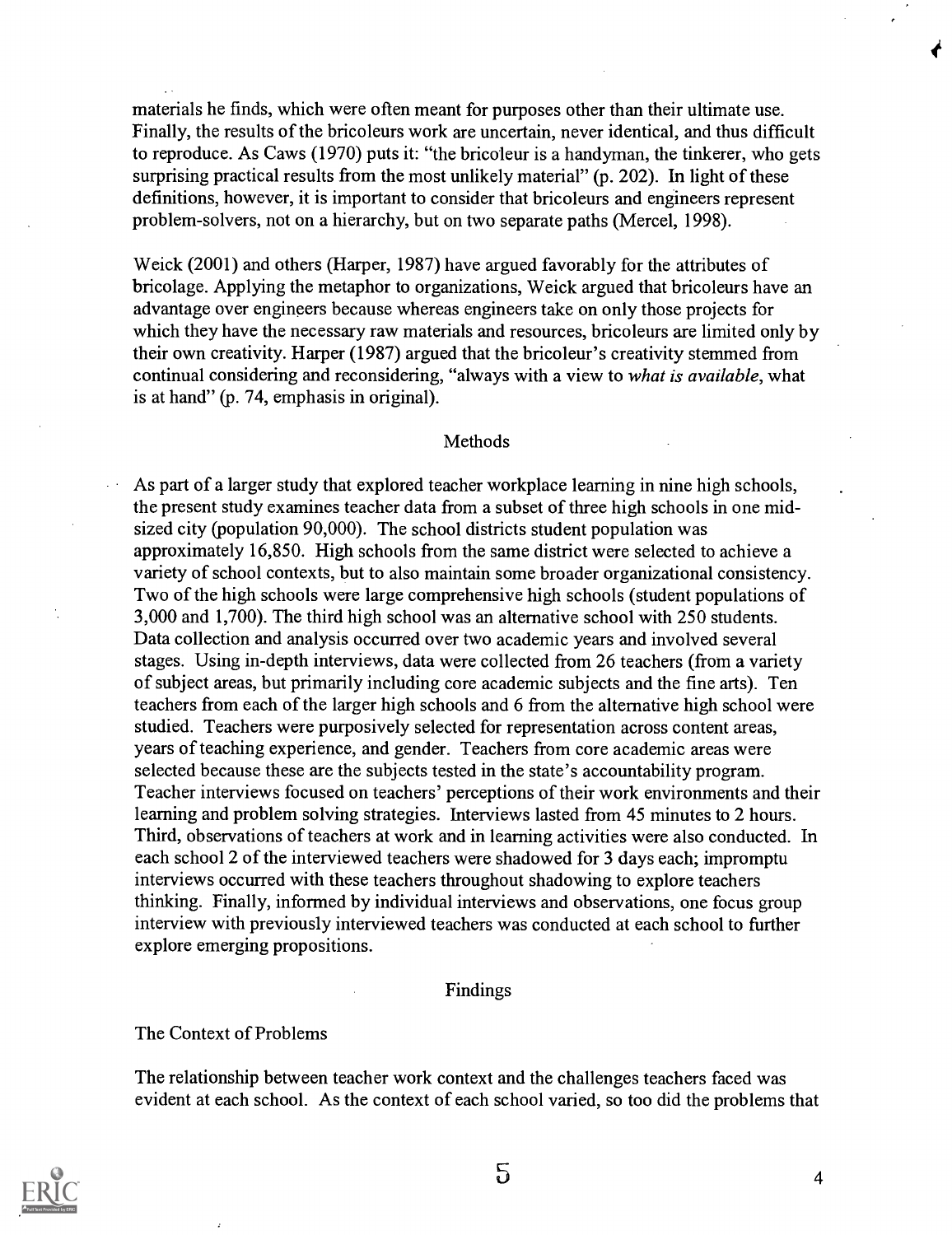materials he finds, which were often meant for purposes other than their ultimate use. Finally, the results of the bricoleurs work are uncertain, never identical, and thus difficult to reproduce. As Caws (1970) puts it: "the bricoleur is a handyman, the tinkerer, who gets surprising practical results from the most unlikely material" (p. 202). In light of these definitions, however, it is important to consider that bricoleurs and engineers represent problem-solvers, not on a hierarchy, but on two separate paths (Mercel, 1998).

Weick (2001) and others (Harper, 1987) have argued favorably for the attributes of bricolage. Applying the metaphor to organizations, Weick argued that bricoleurs have an advantage over engineers because whereas engineers take on only those projects for which they have the necessary raw materials and resources, bricoleurs are limited only by their own creativity. Harper (1987) argued that the bricoleur's creativity stemmed from continual considering and reconsidering, "always with a view to *what is available*, what is at hand" (p. 74, emphasis in original).

## Methods

As part of a larger study that explored teacher workplace learning in nine high schools, the present study examines teacher data from a subset of three high schools in one mid-sized city (population 90,000). The school districts student population was approximately 16,850. High schools from the same district were selected to achieve a variety of school contexts, but to also maintain some broader organizational consistency. Two of the high schools were large comprehensive high schools (student populations of 3,000 and 1,700). The third high school was an alternative school with 250 students. Data collection and analysis occurred over two academic years and involved several stages. Using in-depth interviews, data were collected from 26 teachers (from a variety of subject areas, but primarily including core academic subjects and the fine arts). Ten teachers from each of the larger high schools and 6 from the alternative high school were studied. Teachers were purposively selected for representation across content areas, years of teaching experience, and gender. Teachers from core academic areas were selected because these are the subjects tested in the state's accountability program. Teacher interviews focused on teachers' perceptions of their work environments and their learning and problem solving strategies. Interviews lasted from 45 minutes to 2 hours. Third, observations of teachers at work and in learning activities were also conducted. In each school 2 of the interviewed teachers were shadowed for 3 days each; impromptu interviews occurred with these teachers throughout shadowing to explore teachers thinking. Finally, informed by individual interviews and observations, one focus group interview with previously interviewed teachers was conducted at each school to further explore emerging propositions.

## Findings

### The Context of Problems

The relationship between teacher work context and the challenges teachers faced was evident at each school. As the context of each school varied, so too did the problems that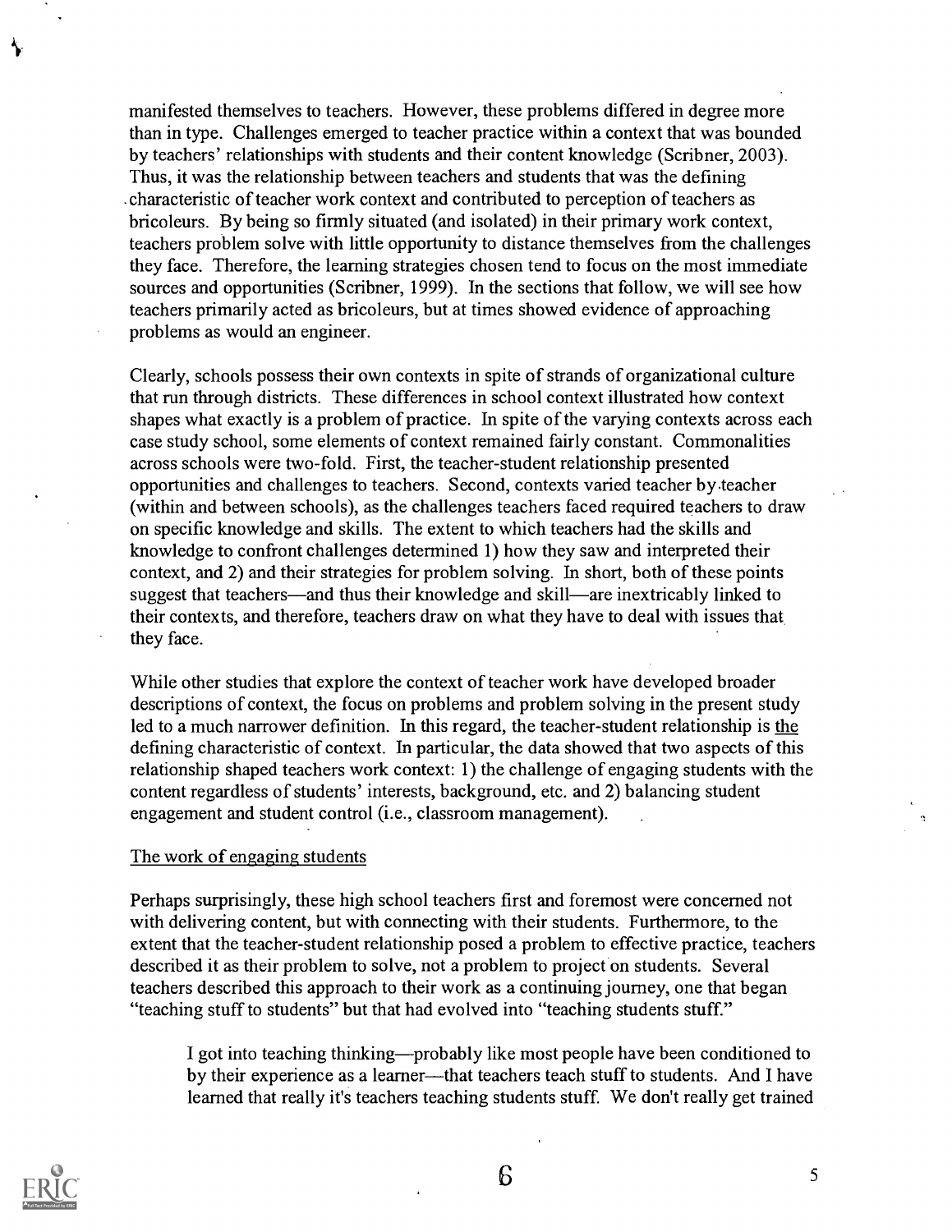manifested themselves to teachers. However, these problems differed in degree more than in type. Challenges emerged to teacher practice within a context that was bounded by teachers' relationships with students and their content knowledge (Scribner, 2003). Thus, it was the relationship between teachers and students that was the defining characteristic of teacher work context and contributed to perception of teachers as bricoleurs. By being so firmly situated (and isolated) in their primary work context, teachers problem solve with little opportunity to distance themselves from the challenges they face. Therefore, the learning strategies chosen tend to focus on the most immediate sources and opportunities (Scribner, 1999). In the sections that follow, we will see how teachers primarily acted as bricoleurs, but at times showed evidence of approaching problems as would an engineer.

Clearly, schools possess their own contexts in spite of strands of organizational culture that run through districts. These differences in school context illustrated how context shapes what exactly is a problem of practice. In spite of the varying contexts across each case study school, some elements of context remained fairly constant. Commonalities across schools were two-fold. First, the teacher-student relationship presented opportunities and challenges to teachers. Second, contexts varied teacher by teacher (within and between schools), as the challenges teachers faced required teachers to draw on specific knowledge and skills. The extent to which teachers had the skills and knowledge to confront challenges determined 1) how they saw and interpreted their context, and 2) and their strategies for problem solving. In short, both of these points suggest that teachers—and thus their knowledge and skill—are inextricably linked to their contexts, and therefore, teachers draw on what they have to deal with issues that they face.

While other studies that explore the context of teacher work have developed broader descriptions of context, the focus on problems and problem solving in the present study led to a much narrower definition. In this regard, the teacher-student relationship is <u>the</u> defining characteristic of context. In particular, the data showed that two aspects of this relationship shaped teachers work context: 1) the challenge of engaging students with the content regardless of students' interests, background, etc. and 2) balancing student engagement and student control (i.e., classroom management).

<u>The work of engaging students</u>

Perhaps surprisingly, these high school teachers first and foremost were concerned not with delivering content, but with connecting with their students. Furthermore, to the extent that the teacher-student relationship posed a problem to effective practice, teachers described it as their problem to solve, not a problem to project on students. Several teachers described this approach to their work as a continuing journey, one that began "teaching stuff to students" but that had evolved into "teaching students stuff."

> I got into teaching thinking—probably like most people have been conditioned to by their experience as a learner—that teachers teach stuff to students. And I have learned that really it's teachers teaching students stuff. We don't really get trained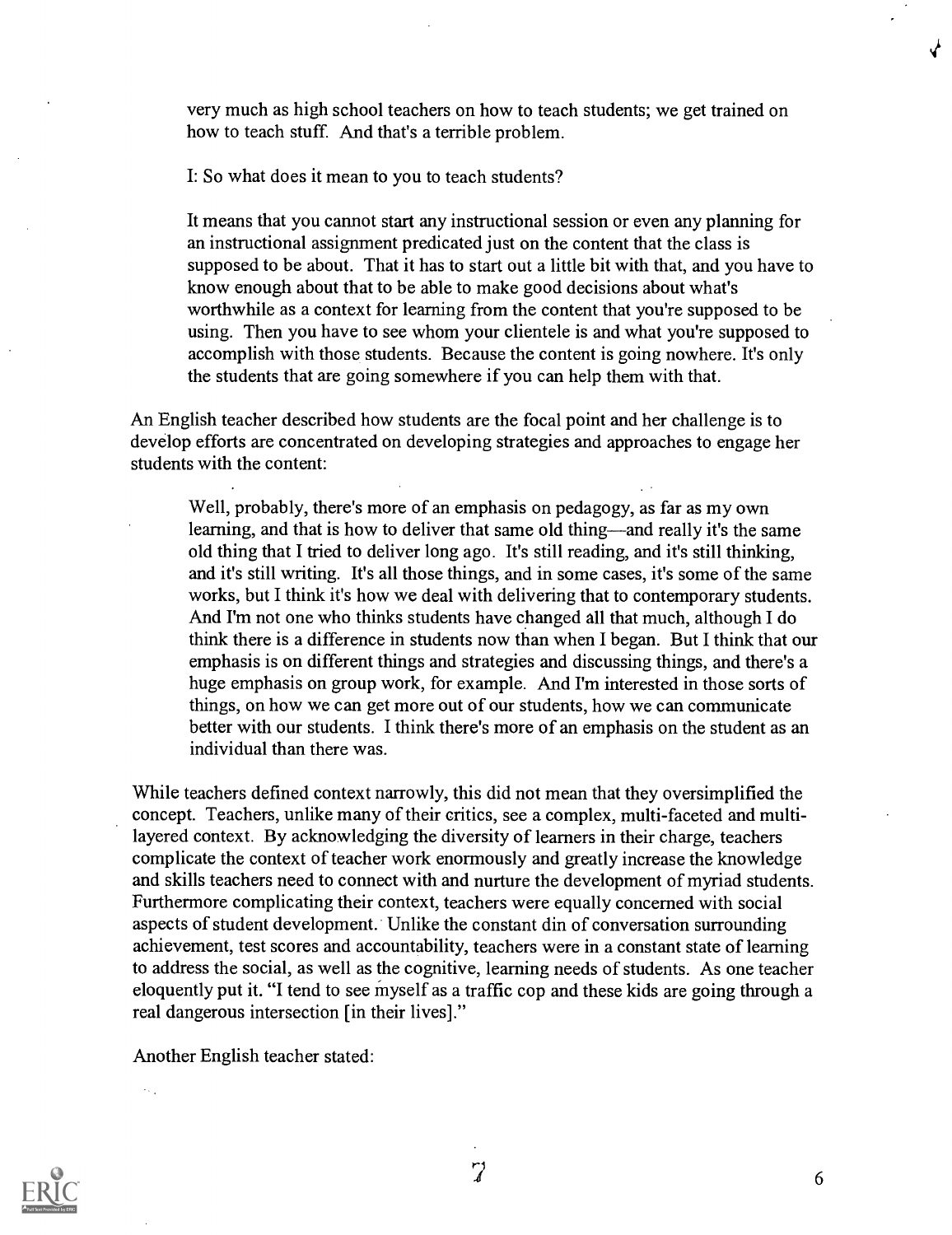very much as high school teachers on how to teach students; we get trained on how to teach stuff. And that's a terrible problem.

> I: So what does it mean to you to teach students?
>
> It means that you cannot start any instructional session or even any planning for an instructional assignment predicated just on the content that the class is supposed to be about. That it has to start out a little bit with that, and you have to know enough about that to be able to make good decisions about what's worthwhile as a context for learning from the content that you're supposed to be using. Then you have to see whom your clientele is and what you're supposed to accomplish with those students. Because the content is going nowhere. It's only the students that are going somewhere if you can help them with that.

An English teacher described how students are the focal point and her challenge is to develop efforts are concentrated on developing strategies and approaches to engage her students with the content:

> Well, probably, there's more of an emphasis on pedagogy, as far as my own learning, and that is how to deliver that same old thing—and really it's the same old thing that I tried to deliver long ago. It's still reading, and it's still thinking, and it's still writing. It's all those things, and in some cases, it's some of the same works, but I think it's how we deal with delivering that to contemporary students. And I'm not one who thinks students have changed all that much, although I do think there is a difference in students now than when I began. But I think that our emphasis is on different things and strategies and discussing things, and there's a huge emphasis on group work, for example. And I'm interested in those sorts of things, on how we can get more out of our students, how we can communicate better with our students. I think there's more of an emphasis on the student as an individual than there was.

While teachers defined context narrowly, this did not mean that they oversimplified the concept. Teachers, unlike many of their critics, see a complex, multi-faceted and multi-layered context. By acknowledging the diversity of learners in their charge, teachers complicate the context of teacher work enormously and greatly increase the knowledge and skills teachers need to connect with and nurture the development of myriad students. Furthermore complicating their context, teachers were equally concerned with social aspects of student development. Unlike the constant din of conversation surrounding achievement, test scores and accountability, teachers were in a constant state of learning to address the social, as well as the cognitive, learning needs of students. As one teacher eloquently put it. "I tend to see myself as a traffic cop and these kids are going through a real dangerous intersection [in their lives]."

Another English teacher stated: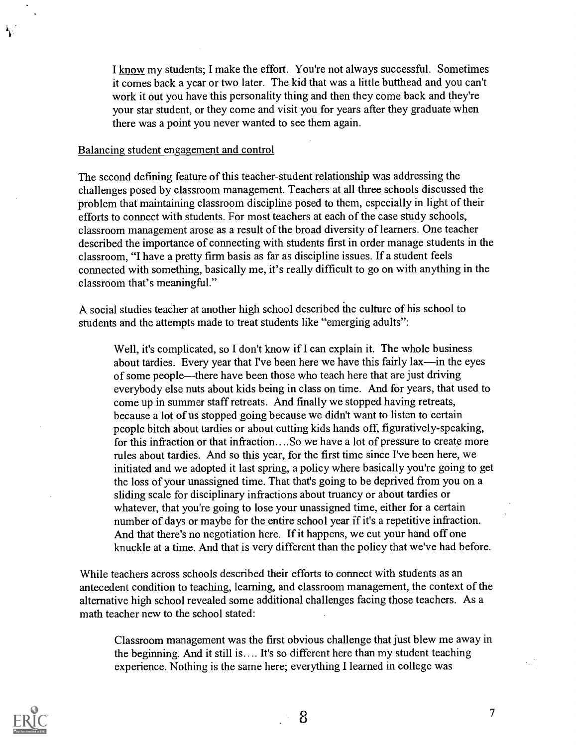> I <u>know</u> my students; I make the effort. You're not always successful. Sometimes it comes back a year or two later. The kid that was a little butthead and you can't work it out you have this personality thing and then they come back and they're your star student, or they come and visit you for years after they graduate when there was a point you never wanted to see them again.

<u>Balancing student engagement and control</u>

The second defining feature of this teacher-student relationship was addressing the challenges posed by classroom management. Teachers at all three schools discussed the problem that maintaining classroom discipline posed to them, especially in light of their efforts to connect with students. For most teachers at each of the case study schools, classroom management arose as a result of the broad diversity of learners. One teacher described the importance of connecting with students first in order manage students in the classroom, "I have a pretty firm basis as far as discipline issues. If a student feels connected with something, basically me, it's really difficult to go on with anything in the classroom that's meaningful."

A social studies teacher at another high school described the culture of his school to students and the attempts made to treat students like "emerging adults":

> Well, it's complicated, so I don't know if I can explain it. The whole business about tardies. Every year that I've been here we have this fairly lax—in the eyes of some people—there have been those who teach here that are just driving everybody else nuts about kids being in class on time. And for years, that used to come up in summer staff retreats. And finally we stopped having retreats, because a lot of us stopped going because we didn't want to listen to certain people bitch about tardies or about cutting kids hands off, figuratively-speaking, for this infraction or that infraction....So we have a lot of pressure to create more rules about tardies. And so this year, for the first time since I've been here, we initiated and we adopted it last spring, a policy where basically you're going to get the loss of your unassigned time. That that's going to be deprived from you on a sliding scale for disciplinary infractions about truancy or about tardies or whatever, that you're going to lose your unassigned time, either for a certain number of days or maybe for the entire school year if it's a repetitive infraction. And that there's no negotiation here. If it happens, we cut your hand off one knuckle at a time. And that is very different than the policy that we've had before.

While teachers across schools described their efforts to connect with students as an antecedent condition to teaching, learning, and classroom management, the context of the alternative high school revealed some additional challenges facing those teachers. As a math teacher new to the school stated:

> Classroom management was the first obvious challenge that just blew me away in the beginning. And it still is.... It's so different here than my student teaching experience. Nothing is the same here; everything I learned in college was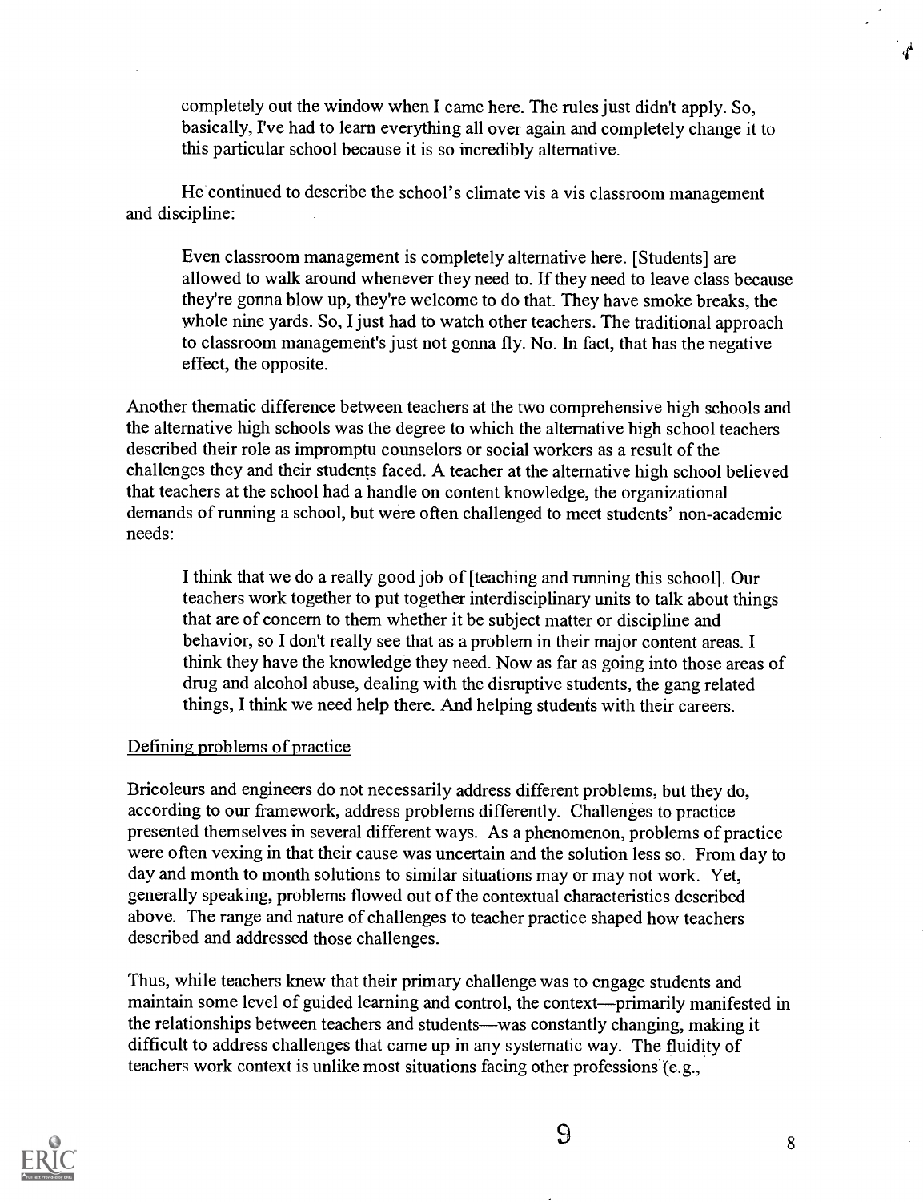completely out the window when I came here. The rules just didn't apply. So, basically, I've had to learn everything all over again and completely change it to this particular school because it is so incredibly alternative.

He continued to describe the school's climate vis a vis classroom management and discipline:

> Even classroom management is completely alternative here. [Students] are allowed to walk around whenever they need to. If they need to leave class because they're gonna blow up, they're welcome to do that. They have smoke breaks, the whole nine yards. So, I just had to watch other teachers. The traditional approach to classroom management's just not gonna fly. No. In fact, that has the negative effect, the opposite.

Another thematic difference between teachers at the two comprehensive high schools and the alternative high schools was the degree to which the alternative high school teachers described their role as impromptu counselors or social workers as a result of the challenges they and their students faced. A teacher at the alternative high school believed that teachers at the school had a handle on content knowledge, the organizational demands of running a school, but were often challenged to meet students' non-academic needs:

> I think that we do a really good job of [teaching and running this school]. Our teachers work together to put together interdisciplinary units to talk about things that are of concern to them whether it be subject matter or discipline and behavior, so I don't really see that as a problem in their major content areas. I think they have the knowledge they need. Now as far as going into those areas of drug and alcohol abuse, dealing with the disruptive students, the gang related things, I think we need help there. And helping students with their careers.

### Defining problems of practice

Bricoleurs and engineers do not necessarily address different problems, but they do, according to our framework, address problems differently. Challenges to practice presented themselves in several different ways. As a phenomenon, problems of practice were often vexing in that their cause was uncertain and the solution less so. From day to day and month to month solutions to similar situations may or may not work. Yet, generally speaking, problems flowed out of the contextual characteristics described above. The range and nature of challenges to teacher practice shaped how teachers described and addressed those challenges.

Thus, while teachers knew that their primary challenge was to engage students and maintain some level of guided learning and control, the context—primarily manifested in the relationships between teachers and students—was constantly changing, making it difficult to address challenges that came up in any systematic way. The fluidity of teachers work context is unlike most situations facing other professions (e.g.,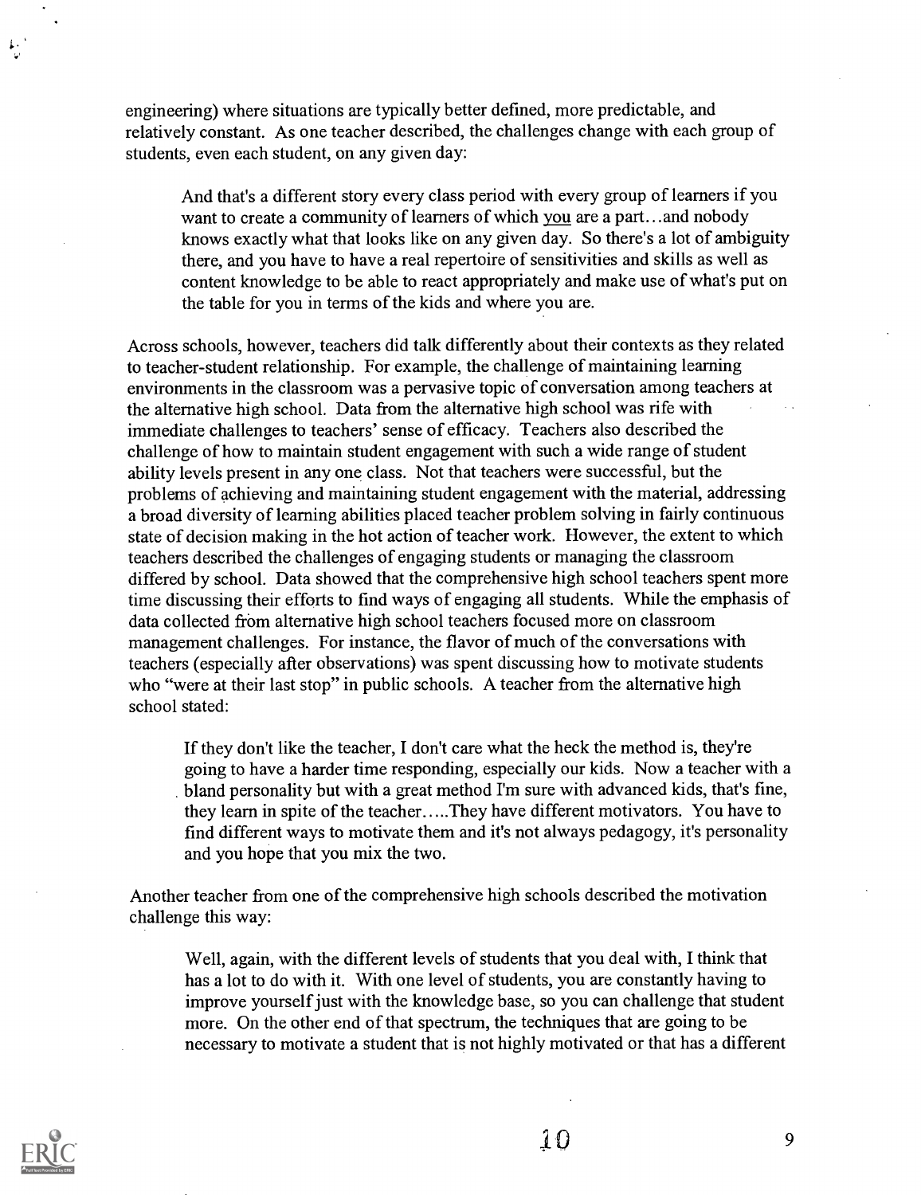engineering) where situations are typically better defined, more predictable, and relatively constant. As one teacher described, the challenges change with each group of students, even each student, on any given day:

> And that's a different story every class period with every group of learners if you want to create a community of learners of which you are a part...and nobody knows exactly what that looks like on any given day. So there's a lot of ambiguity there, and you have to have a real repertoire of sensitivities and skills as well as content knowledge to be able to react appropriately and make use of what's put on the table for you in terms of the kids and where you are.

Across schools, however, teachers did talk differently about their contexts as they related to teacher-student relationship. For example, the challenge of maintaining learning environments in the classroom was a pervasive topic of conversation among teachers at the alternative high school. Data from the alternative high school was rife with immediate challenges to teachers' sense of efficacy. Teachers also described the challenge of how to maintain student engagement with such a wide range of student ability levels present in any one class. Not that teachers were successful, but the problems of achieving and maintaining student engagement with the material, addressing a broad diversity of learning abilities placed teacher problem solving in fairly continuous state of decision making in the hot action of teacher work. However, the extent to which teachers described the challenges of engaging students or managing the classroom differed by school. Data showed that the comprehensive high school teachers spent more time discussing their efforts to find ways of engaging all students. While the emphasis of data collected from alternative high school teachers focused more on classroom management challenges. For instance, the flavor of much of the conversations with teachers (especially after observations) was spent discussing how to motivate students who "were at their last stop" in public schools. A teacher from the alternative high school stated:

> If they don't like the teacher, I don't care what the heck the method is, they're going to have a harder time responding, especially our kids. Now a teacher with a bland personality but with a great method I'm sure with advanced kids, that's fine, they learn in spite of the teacher.....They have different motivators. You have to find different ways to motivate them and it's not always pedagogy, it's personality and you hope that you mix the two.

Another teacher from one of the comprehensive high schools described the motivation challenge this way:

> Well, again, with the different levels of students that you deal with, I think that has a lot to do with it. With one level of students, you are constantly having to improve yourself just with the knowledge base, so you can challenge that student more. On the other end of that spectrum, the techniques that are going to be necessary to motivate a student that is not highly motivated or that has a different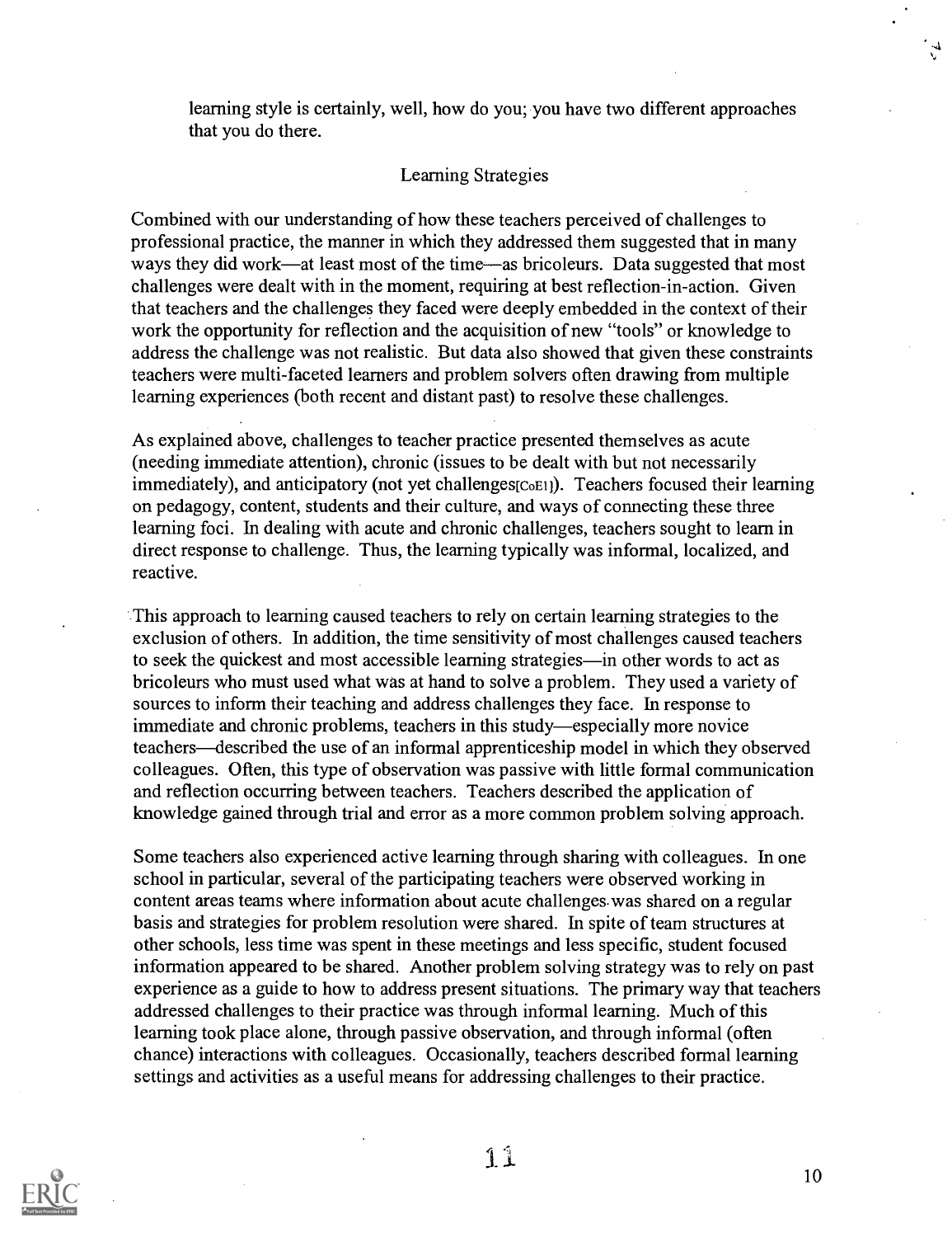learning style is certainly, well, how do you; you have two different approaches that you do there.

## Learning Strategies

Combined with our understanding of how these teachers perceived of challenges to professional practice, the manner in which they addressed them suggested that in many ways they did work—at least most of the time—as bricoleurs. Data suggested that most challenges were dealt with in the moment, requiring at best reflection-in-action. Given that teachers and the challenges they faced were deeply embedded in the context of their work the opportunity for reflection and the acquisition of new "tools" or knowledge to address the challenge was not realistic. But data also showed that given these constraints teachers were multi-faceted learners and problem solvers often drawing from multiple learning experiences (both recent and distant past) to resolve these challenges.

As explained above, challenges to teacher practice presented themselves as acute (needing immediate attention), chronic (issues to be dealt with but not necessarily immediately), and anticipatory (not yet challenges[CoE1]). Teachers focused their learning on pedagogy, content, students and their culture, and ways of connecting these three learning foci. In dealing with acute and chronic challenges, teachers sought to learn in direct response to challenge. Thus, the learning typically was informal, localized, and reactive.

This approach to learning caused teachers to rely on certain learning strategies to the exclusion of others. In addition, the time sensitivity of most challenges caused teachers to seek the quickest and most accessible learning strategies—in other words to act as bricoleurs who must used what was at hand to solve a problem. They used a variety of sources to inform their teaching and address challenges they face. In response to immediate and chronic problems, teachers in this study—especially more novice teachers—described the use of an informal apprenticeship model in which they observed colleagues. Often, this type of observation was passive with little formal communication and reflection occurring between teachers. Teachers described the application of knowledge gained through trial and error as a more common problem solving approach.

Some teachers also experienced active learning through sharing with colleagues. In one school in particular, several of the participating teachers were observed working in content areas teams where information about acute challenges was shared on a regular basis and strategies for problem resolution were shared. In spite of team structures at other schools, less time was spent in these meetings and less specific, student focused information appeared to be shared. Another problem solving strategy was to rely on past experience as a guide to how to address present situations. The primary way that teachers addressed challenges to their practice was through informal learning. Much of this learning took place alone, through passive observation, and through informal (often chance) interactions with colleagues. Occasionally, teachers described formal learning settings and activities as a useful means for addressing challenges to their practice.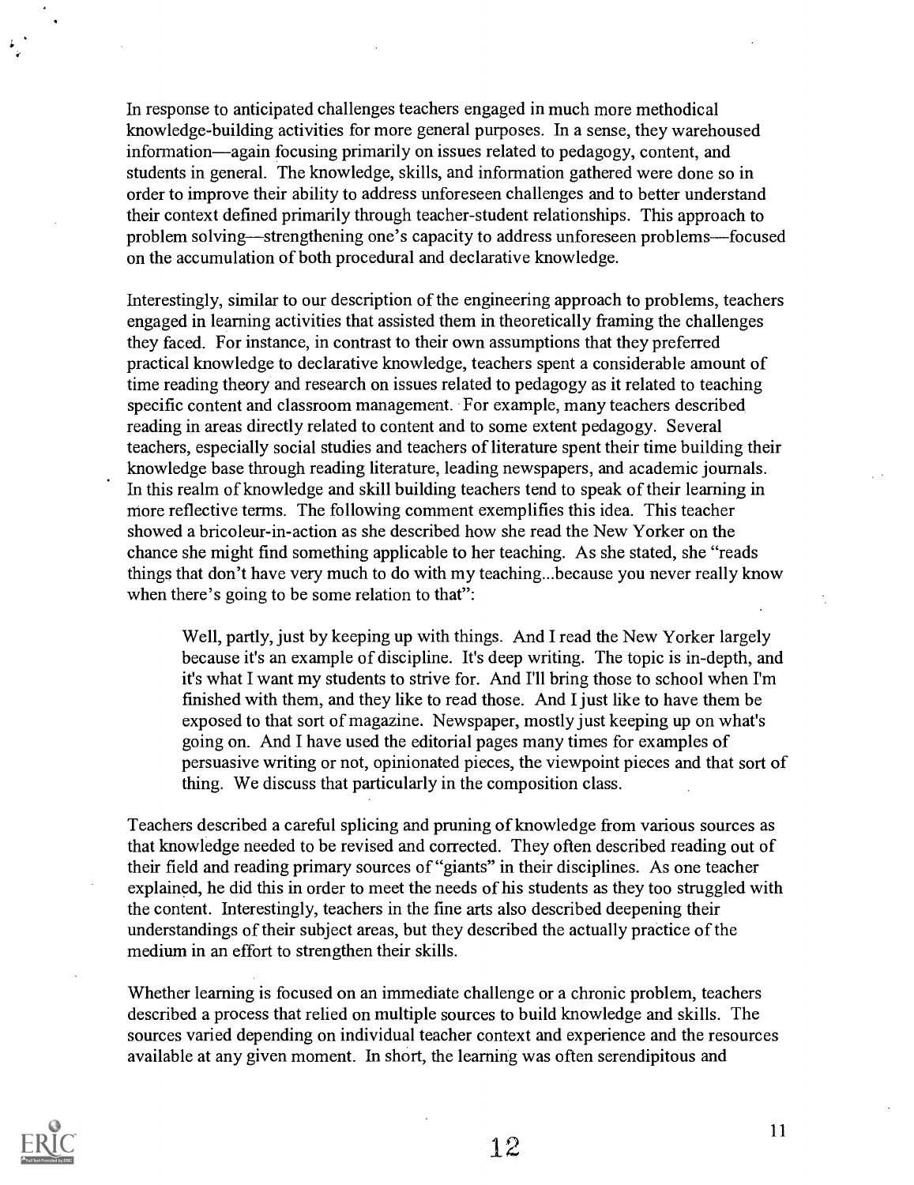In response to anticipated challenges teachers engaged in much more methodical knowledge-building activities for more general purposes. In a sense, they warehoused information—again focusing primarily on issues related to pedagogy, content, and students in general. The knowledge, skills, and information gathered were done so in order to improve their ability to address unforeseen challenges and to better understand their context defined primarily through teacher-student relationships. This approach to problem solving—strengthening one's capacity to address unforeseen problems—focused on the accumulation of both procedural and declarative knowledge.

Interestingly, similar to our description of the engineering approach to problems, teachers engaged in learning activities that assisted them in theoretically framing the challenges they faced. For instance, in contrast to their own assumptions that they preferred practical knowledge to declarative knowledge, teachers spent a considerable amount of time reading theory and research on issues related to pedagogy as it related to teaching specific content and classroom management. For example, many teachers described reading in areas directly related to content and to some extent pedagogy. Several teachers, especially social studies and teachers of literature spent their time building their knowledge base through reading literature, leading newspapers, and academic journals. In this realm of knowledge and skill building teachers tend to speak of their learning in more reflective terms. The following comment exemplifies this idea. This teacher showed a bricoleur-in-action as she described how she read the New Yorker on the chance she might find something applicable to her teaching. As she stated, she "reads things that don't have very much to do with my teaching...because you never really know when there's going to be some relation to that":

> Well, partly, just by keeping up with things. And I read the New Yorker largely because it's an example of discipline. It's deep writing. The topic is in-depth, and it's what I want my students to strive for. And I'll bring those to school when I'm finished with them, and they like to read those. And I just like to have them be exposed to that sort of magazine. Newspaper, mostly just keeping up on what's going on. And I have used the editorial pages many times for examples of persuasive writing or not, opinionated pieces, the viewpoint pieces and that sort of thing. We discuss that particularly in the composition class.

Teachers described a careful splicing and pruning of knowledge from various sources as that knowledge needed to be revised and corrected. They often described reading out of their field and reading primary sources of "giants" in their disciplines. As one teacher explained, he did this in order to meet the needs of his students as they too struggled with the content. Interestingly, teachers in the fine arts also described deepening their understandings of their subject areas, but they described the actually practice of the medium in an effort to strengthen their skills.

Whether learning is focused on an immediate challenge or a chronic problem, teachers described a process that relied on multiple sources to build knowledge and skills. The sources varied depending on individual teacher context and experience and the resources available at any given moment. In short, the learning was often serendipitous and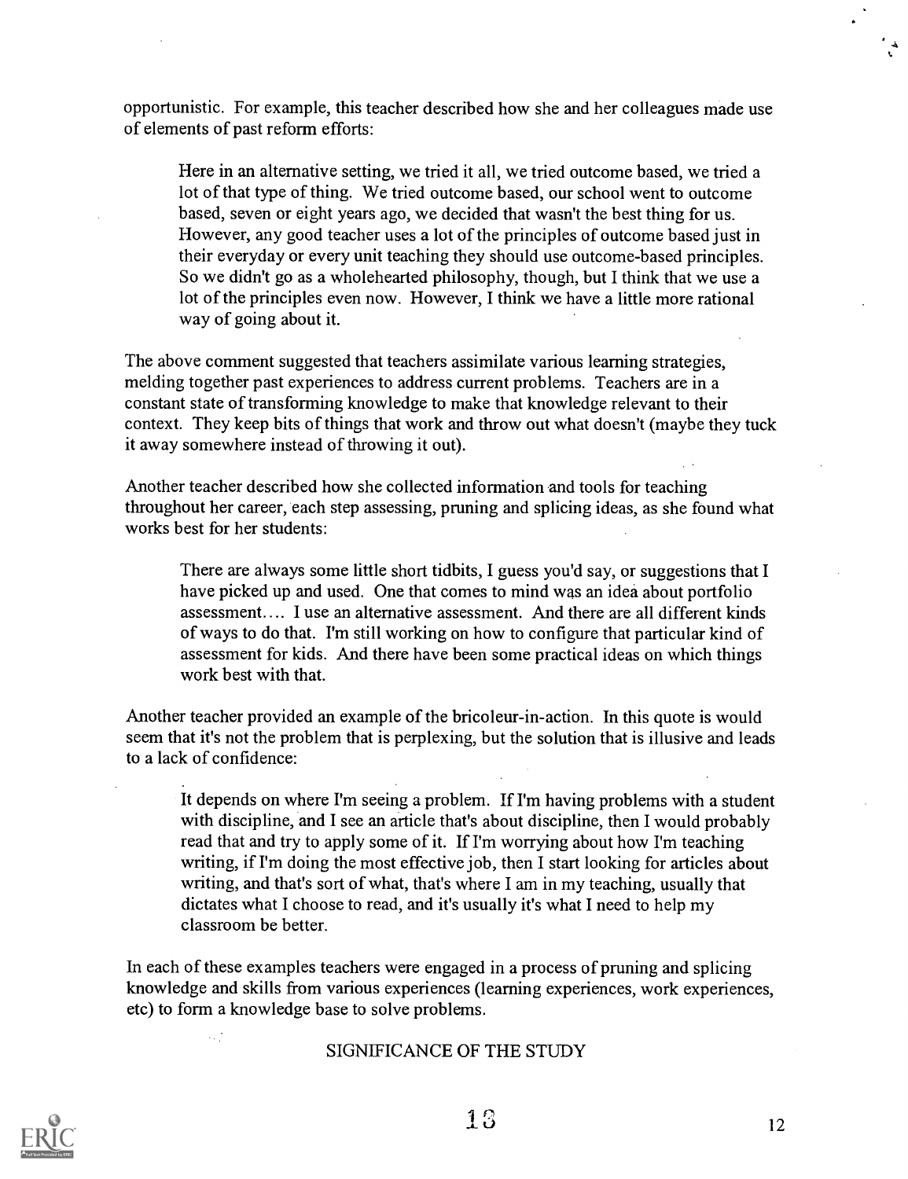opportunistic. For example, this teacher described how she and her colleagues made use of elements of past reform efforts:

> Here in an alternative setting, we tried it all, we tried outcome based, we tried a lot of that type of thing. We tried outcome based, our school went to outcome based, seven or eight years ago, we decided that wasn't the best thing for us. However, any good teacher uses a lot of the principles of outcome based just in their everyday or every unit teaching they should use outcome-based principles. So we didn't go as a wholehearted philosophy, though, but I think that we use a lot of the principles even now. However, I think we have a little more rational way of going about it.

The above comment suggested that teachers assimilate various learning strategies, melding together past experiences to address current problems. Teachers are in a constant state of transforming knowledge to make that knowledge relevant to their context. They keep bits of things that work and throw out what doesn't (maybe they tuck it away somewhere instead of throwing it out).

Another teacher described how she collected information and tools for teaching throughout her career, each step assessing, pruning and splicing ideas, as she found what works best for her students:

> There are always some little short tidbits, I guess you'd say, or suggestions that I have picked up and used. One that comes to mind was an idea about portfolio assessment.... I use an alternative assessment. And there are all different kinds of ways to do that. I'm still working on how to configure that particular kind of assessment for kids. And there have been some practical ideas on which things work best with that.

Another teacher provided an example of the bricoleur-in-action. In this quote is would seem that it's not the problem that is perplexing, but the solution that is illusive and leads to a lack of confidence:

> It depends on where I'm seeing a problem. If I'm having problems with a student with discipline, and I see an article that's about discipline, then I would probably read that and try to apply some of it. If I'm worrying about how I'm teaching writing, if I'm doing the most effective job, then I start looking for articles about writing, and that's sort of what, that's where I am in my teaching, usually that dictates what I choose to read, and it's usually it's what I need to help my classroom be better.

In each of these examples teachers were engaged in a process of pruning and splicing knowledge and skills from various experiences (learning experiences, work experiences, etc) to form a knowledge base to solve problems.

## SIGNIFICANCE OF THE STUDY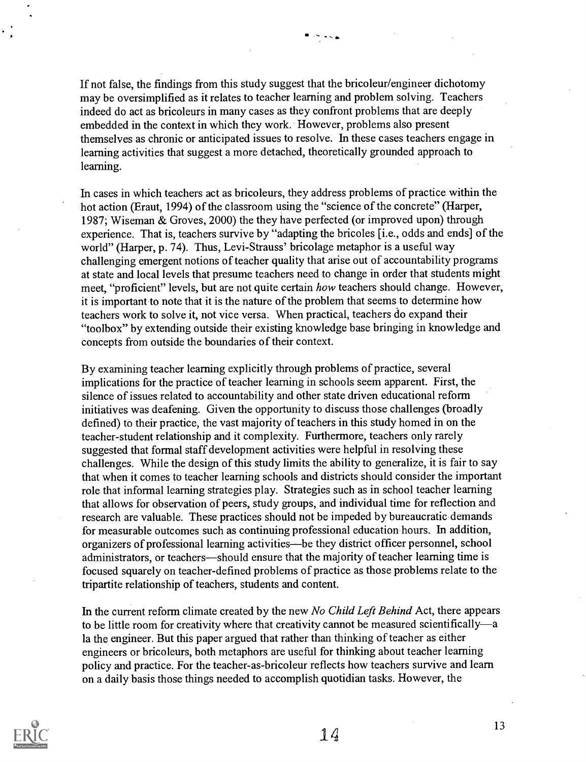If not false, the findings from this study suggest that the bricoleur/engineer dichotomy may be oversimplified as it relates to teacher learning and problem solving. Teachers indeed do act as bricoleurs in many cases as they confront problems that are deeply embedded in the context in which they work. However, problems also present themselves as chronic or anticipated issues to resolve. In these cases teachers engage in learning activities that suggest a more detached, theoretically grounded approach to learning.

In cases in which teachers act as bricoleurs, they address problems of practice within the hot action (Eraut, 1994) of the classroom using the "science of the concrete" (Harper, 1987; Wiseman & Groves, 2000) the they have perfected (or improved upon) through experience. That is, teachers survive by "adapting the bricoles [i.e., odds and ends] of the world" (Harper, p. 74). Thus, Levi-Strauss' bricolage metaphor is a useful way challenging emergent notions of teacher quality that arise out of accountability programs at state and local levels that presume teachers need to change in order that students might meet, "proficient" levels, but are not quite certain *how* teachers should change. However, it is important to note that it is the nature of the problem that seems to determine how teachers work to solve it, not vice versa. When practical, teachers do expand their "toolbox" by extending outside their existing knowledge base bringing in knowledge and concepts from outside the boundaries of their context.

By examining teacher learning explicitly through problems of practice, several implications for the practice of teacher learning in schools seem apparent. First, the silence of issues related to accountability and other state driven educational reform initiatives was deafening. Given the opportunity to discuss those challenges (broadly defined) to their practice, the vast majority of teachers in this study homed in on the teacher-student relationship and it complexity. Furthermore, teachers only rarely suggested that formal staff development activities were helpful in resolving these challenges. While the design of this study limits the ability to generalize, it is fair to say that when it comes to teacher learning schools and districts should consider the important role that informal learning strategies play. Strategies such as in school teacher learning that allows for observation of peers, study groups, and individual time for reflection and research are valuable. These practices should not be impeded by bureaucratic demands for measurable outcomes such as continuing professional education hours. In addition, organizers of professional learning activities—be they district officer personnel, school administrators, or teachers—should ensure that the majority of teacher learning time is focused squarely on teacher-defined problems of practice as those problems relate to the tripartite relationship of teachers, students and content.

In the current reform climate created by the new *No Child Left Behind* Act, there appears to be little room for creativity where that creativity cannot be measured scientifically—a la the engineer. But this paper argued that rather than thinking of teacher as either engineers or bricoleurs, both metaphors are useful for thinking about teacher learning policy and practice. For the teacher-as-bricoleur reflects how teachers survive and learn on a daily basis those things needed to accomplish quotidian tasks. However, the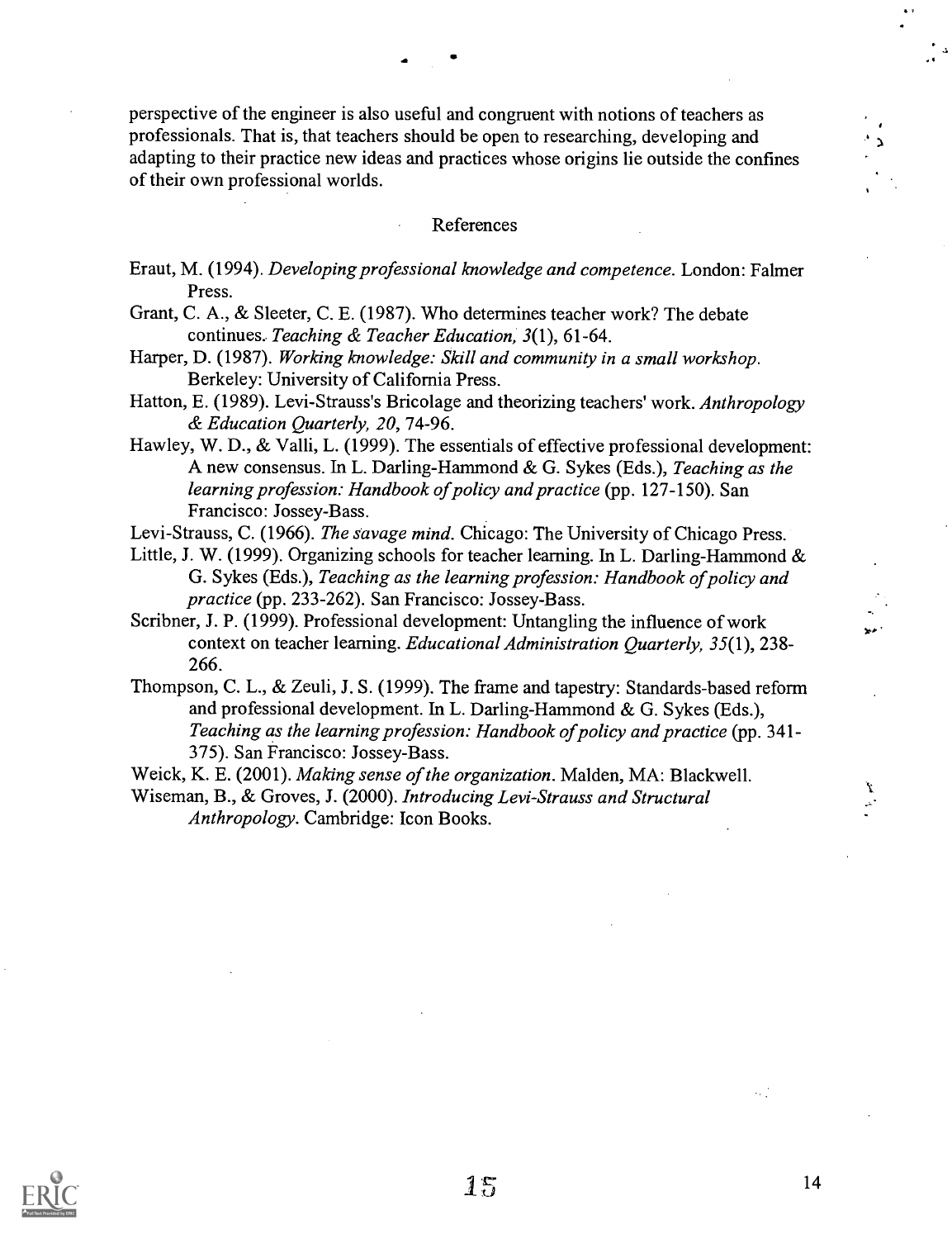perspective of the engineer is also useful and congruent with notions of teachers as professionals. That is, that teachers should be open to researching, developing and adapting to their practice new ideas and practices whose origins lie outside the confines of their own professional worlds.

## References

Eraut, M. (1994). *Developing professional knowledge and competence*. London: Falmer Press.

Grant, C. A., & Sleeter, C. E. (1987). Who determines teacher work? The debate continues. *Teaching & Teacher Education, 3*(1), 61-64.

Harper, D. (1987). *Working knowledge: Skill and community in a small workshop*. Berkeley: University of California Press.

Hatton, E. (1989). Levi-Strauss's Bricolage and theorizing teachers' work. *Anthropology & Education Quarterly, 20*, 74-96.

Hawley, W. D., & Valli, L. (1999). The essentials of effective professional development: A new consensus. In L. Darling-Hammond & G. Sykes (Eds.), *Teaching as the learning profession: Handbook of policy and practice* (pp. 127-150). San Francisco: Jossey-Bass.

Levi-Strauss, C. (1966). *The savage mind*. Chicago: The University of Chicago Press.

Little, J. W. (1999). Organizing schools for teacher learning. In L. Darling-Hammond & G. Sykes (Eds.), *Teaching as the learning profession: Handbook of policy and practice* (pp. 233-262). San Francisco: Jossey-Bass.

Scribner, J. P. (1999). Professional development: Untangling the influence of work context on teacher learning. *Educational Administration Quarterly, 35*(1), 238-266.

Thompson, C. L., & Zeuli, J. S. (1999). The frame and tapestry: Standards-based reform and professional development. In L. Darling-Hammond & G. Sykes (Eds.), *Teaching as the learning profession: Handbook of policy and practice* (pp. 341-375). San Francisco: Jossey-Bass.

Weick, K. E. (2001). *Making sense of the organization*. Malden, MA: Blackwell.

Wiseman, B., & Groves, J. (2000). *Introducing Levi-Strauss and Structural Anthropology*. Cambridge: Icon Books.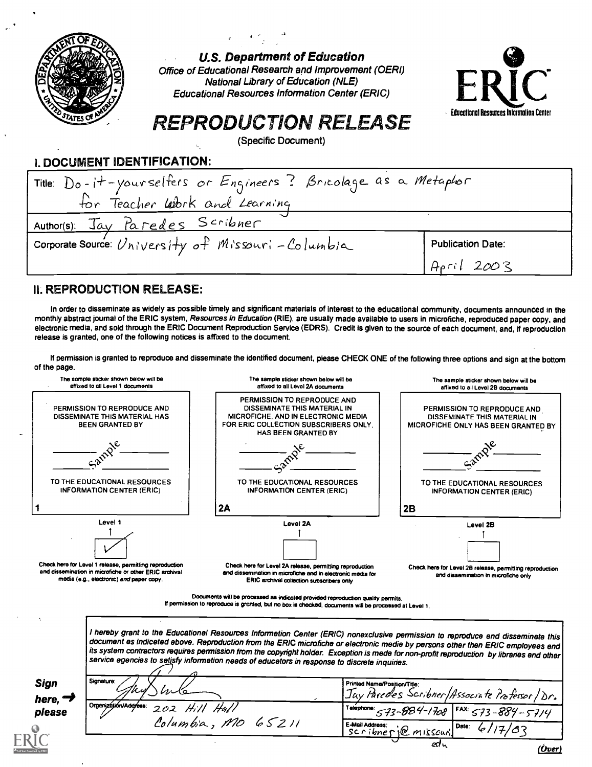**U.S. Department of Education**
*Office of Educational Research and Improvement (OERI)*
*National Library of Education (NLE)*
*Educational Resources Information Center (ERIC)*

ERIC
Educational Resources Information Center

# REPRODUCTION RELEASE

(Specific Document)

## I. DOCUMENT IDENTIFICATION:

| | |
|---|---|
| Title: Do-it-yourselfers or Engineers? Bricolage as a Metaphor for Teacher Work and Learning | |
| Author(s): Jay Paredes Scribner | |
| Corporate Source: University of Missouri - Columbia | Publication Date: April 2003 |

## II. REPRODUCTION RELEASE:

In order to disseminate as widely as possible timely and significant materials of interest to the educational community, documents announced in the monthly abstract journal of the ERIC system, *Resources in Education* (RIE), are usually made available to users in microfiche, reproduced paper copy, and electronic media, and sold through the ERIC Document Reproduction Service (EDRS). Credit is given to the source of each document, and, if reproduction release is granted, one of the following notices is affixed to the document.

If permission is granted to reproduce and disseminate the identified document, please CHECK ONE of the following three options and sign at the bottom of the page.

| The sample sticker shown below will be affixed to all Level 1 documents | The sample sticker shown below will be affixed to all Level 2A documents | The sample sticker shown below will be affixed to all Level 2B documents |
|---|---|---|
| PERMISSION TO REPRODUCE AND DISSEMINATE THIS MATERIAL HAS BEEN GRANTED BY Sample TO THE EDUCATIONAL RESOURCES INFORMATION CENTER (ERIC) | PERMISSION TO REPRODUCE AND DISSEMINATE THIS MATERIAL IN MICROFICHE, AND IN ELECTRONIC MEDIA FOR ERIC COLLECTION SUBSCRIBERS ONLY, HAS BEEN GRANTED BY Sample TO THE EDUCATIONAL RESOURCES INFORMATION CENTER (ERIC) | PERMISSION TO REPRODUCE AND DISSEMINATE THIS MATERIAL IN MICROFICHE ONLY HAS BEEN GRANTED BY Sample TO THE EDUCATIONAL RESOURCES INFORMATION CENTER (ERIC) |
| 1 | 2A | 2B |
| Level 1 | Level 2A | Level 2B |
| [✓] | [ ] | [ ] |
| Check here for Level 1 release, permitting reproduction and dissemination in microfiche or other ERIC archival media (e.g., electronic) *and* paper copy. | Check here for Level 2A release, permitting reproduction and dissemination in microfiche and in electronic media for ERIC archival collection subscribers only | Check here for Level 2B release, permitting reproduction and dissemination in microfiche only |

Documents will be processed as indicated provided reproduction quality permits.
If permission to reproduce is granted, but no box is checked, documents will be processed at Level 1.

*I hereby grant to the Educational Resources Information Center (ERIC) nonexclusive permission to reproduce and disseminate this document as indicated above. Reproduction from the ERIC microfiche or electronic media by persons other than ERIC employees and its system contractors requires permission from the copyright holder. Exception is made for non-profit reproduction by libraries and other service agencies to satisfy information needs of educators in response to discrete inquiries.*

**Sign here, → please**

| | | |
|---|---|---|
| Signature: [signature] | Printed Name/Position/Title: Jay Paredes Scribner/Associate Professor/Dr. | |
| Organization/Address: 202 Hill Hall Columbia, MO 65211 | Telephone: 573-884-1708 | FAX: 573-884-5714 |
| | E-Mail Address: scribnerj@missouri.edu | Date: 6/17/03 |

(Over)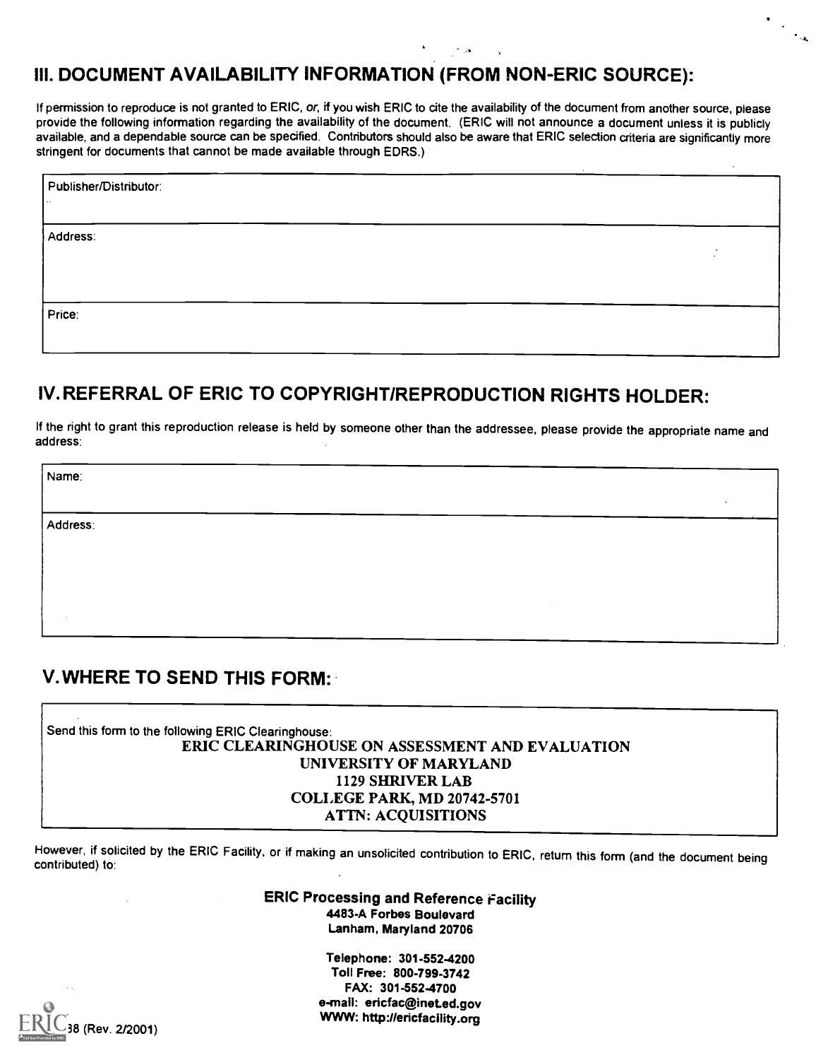## III. DOCUMENT AVAILABILITY INFORMATION (FROM NON-ERIC SOURCE):

If permission to reproduce is not granted to ERIC, *or*, if you wish ERIC to cite the availability of the document from another source, please provide the following information regarding the availability of the document. (ERIC will not announce a document unless it is publicly available, and a dependable source can be specified. Contributors should also be aware that ERIC selection criteria are significantly more stringent for documents that cannot be made available through EDRS.)

| |
|---|
| Publisher/Distributor: |
| Address: |
| Price: |

## IV. REFERRAL OF ERIC TO COPYRIGHT/REPRODUCTION RIGHTS HOLDER:

If the right to grant this reproduction release is held by someone other than the addressee, please provide the appropriate name and address:

| |
|---|
| Name: |
| Address: |

## V. WHERE TO SEND THIS FORM:

Send this form to the following ERIC Clearinghouse:

**ERIC CLEARINGHOUSE ON ASSESSMENT AND EVALUATION**
**UNIVERSITY OF MARYLAND**
**1129 SHRIVER LAB**
**COLLEGE PARK, MD 20742-5701**
**ATTN: ACQUISITIONS**

However, if solicited by the ERIC Facility, or if making an unsolicited contribution to ERIC, return this form (and the document being contributed) to:

**ERIC Processing and Reference Facility**
**4483-A Forbes Boulevard**
**Lanham, Maryland 20706**

**Telephone: 301-552-4200**
**Toll Free: 800-799-3742**
**FAX: 301-552-4700**
**e-mail: ericfac@inet.ed.gov**
**WWW: http://ericfacility.org**

38 (Rev. 2/2001)